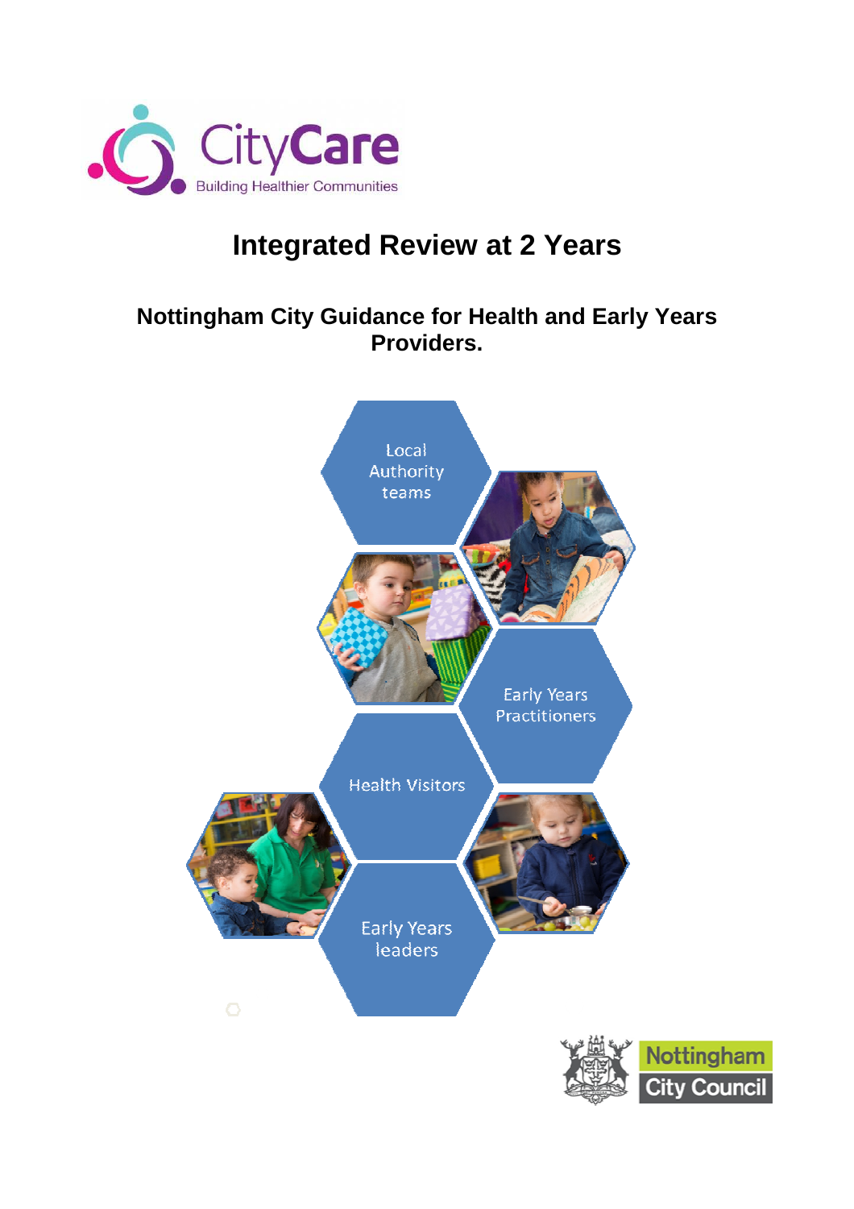CityCare

Building Healthier Communities

# Integrated Review at 2 Years

## Nottingham City Guidance for Health and Early Years Providers.

Local Authority teams

Early Years Practitioners

Health Visitors

Early Years leaders

Nottingham City Council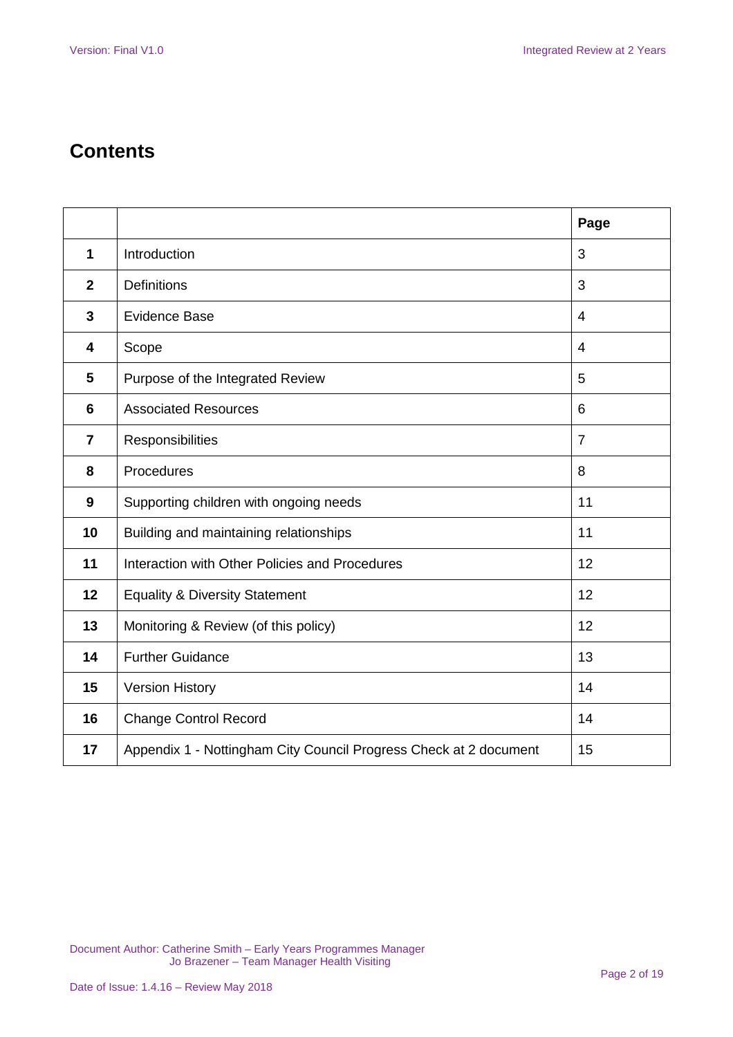# Contents

| | | Page |
|---|---|---|
| **1** | Introduction | 3 |
| **2** | Definitions | 3 |
| **3** | Evidence Base | 4 |
| **4** | Scope | 4 |
| **5** | Purpose of the Integrated Review | 5 |
| **6** | Associated Resources | 6 |
| **7** | Responsibilities | 7 |
| **8** | Procedures | 8 |
| **9** | Supporting children with ongoing needs | 11 |
| **10** | Building and maintaining relationships | 11 |
| **11** | Interaction with Other Policies and Procedures | 12 |
| **12** | Equality & Diversity Statement | 12 |
| **13** | Monitoring & Review (of this policy) | 12 |
| **14** | Further Guidance | 13 |
| **15** | Version History | 14 |
| **16** | Change Control Record | 14 |
| **17** | Appendix 1 - Nottingham City Council Progress Check at 2 document | 15 |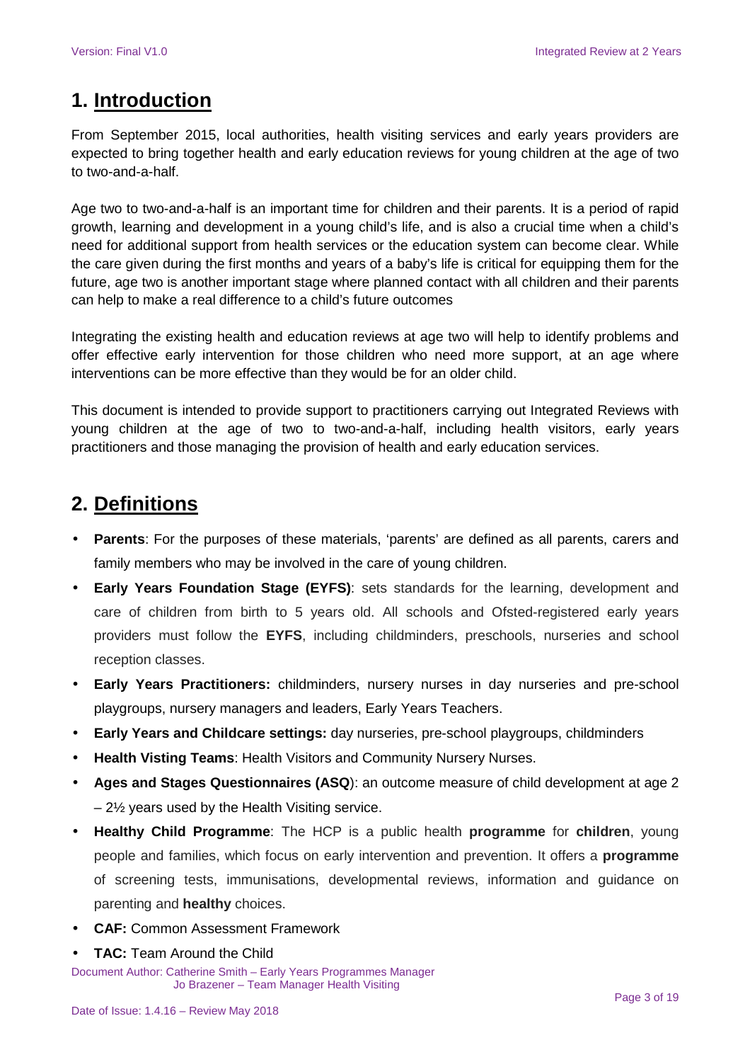# 1. Introduction

From September 2015, local authorities, health visiting services and early years providers are expected to bring together health and early education reviews for young children at the age of two to two-and-a-half.

Age two to two-and-a-half is an important time for children and their parents. It is a period of rapid growth, learning and development in a young child's life, and is also a crucial time when a child's need for additional support from health services or the education system can become clear. While the care given during the first months and years of a baby's life is critical for equipping them for the future, age two is another important stage where planned contact with all children and their parents can help to make a real difference to a child's future outcomes

Integrating the existing health and education reviews at age two will help to identify problems and offer effective early intervention for those children who need more support, at an age where interventions can be more effective than they would be for an older child.

This document is intended to provide support to practitioners carrying out Integrated Reviews with young children at the age of two to two-and-a-half, including health visitors, early years practitioners and those managing the provision of health and early education services.

# 2. Definitions

- **Parents**: For the purposes of these materials, 'parents' are defined as all parents, carers and family members who may be involved in the care of young children.
- **Early Years Foundation Stage (EYFS)**: sets standards for the learning, development and care of children from birth to 5 years old. All schools and Ofsted-registered early years providers must follow the **EYFS**, including childminders, preschools, nurseries and school reception classes.
- **Early Years Practitioners:** childminders, nursery nurses in day nurseries and pre-school playgroups, nursery managers and leaders, Early Years Teachers.
- **Early Years and Childcare settings:** day nurseries, pre-school playgroups, childminders
- **Health Visting Teams**: Health Visitors and Community Nursery Nurses.
- **Ages and Stages Questionnaires (ASQ**): an outcome measure of child development at age 2 – 2½ years used by the Health Visiting service.
- **Healthy Child Programme**: The HCP is a public health **programme** for **children**, young people and families, which focus on early intervention and prevention. It offers a **programme** of screening tests, immunisations, developmental reviews, information and guidance on parenting and **healthy** choices.
- **CAF:** Common Assessment Framework
- **TAC:** Team Around the Child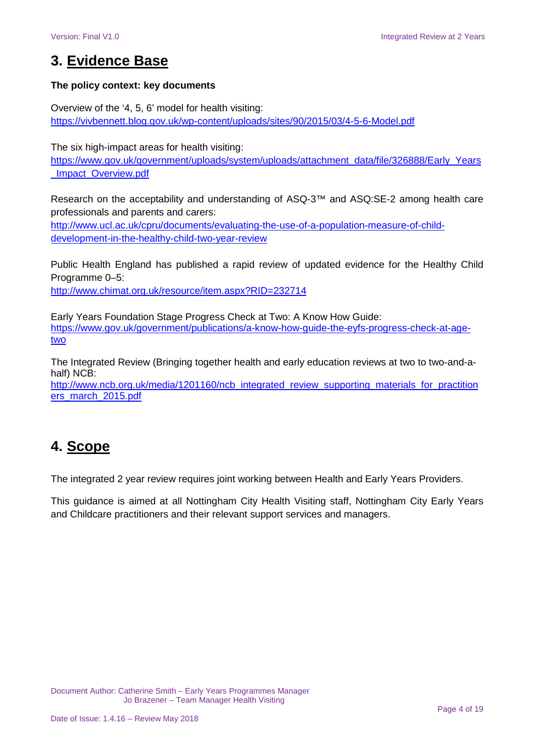# 3. Evidence Base

**The policy context: key documents**

Overview of the '4, 5, 6' model for health visiting:
https://vivbennett.blog.gov.uk/wp-content/uploads/sites/90/2015/03/4-5-6-Model.pdf

The six high-impact areas for health visiting:
https://www.gov.uk/government/uploads/system/uploads/attachment_data/file/326888/Early_Years_Impact_Overview.pdf

Research on the acceptability and understanding of ASQ-3™ and ASQ:SE-2 among health care professionals and parents and carers:
http://www.ucl.ac.uk/cpru/documents/evaluating-the-use-of-a-population-measure-of-child-development-in-the-healthy-child-two-year-review

Public Health England has published a rapid review of updated evidence for the Healthy Child Programme 0–5:
http://www.chimat.org.uk/resource/item.aspx?RID=232714

Early Years Foundation Stage Progress Check at Two: A Know How Guide:
https://www.gov.uk/government/publications/a-know-how-guide-the-eyfs-progress-check-at-age-two

The Integrated Review (Bringing together health and early education reviews at two to two-and-a-half) NCB:
http://www.ncb.org.uk/media/1201160/ncb_integrated_review_supporting_materials_for_practitioners_march_2015.pdf

# 4. Scope

The integrated 2 year review requires joint working between Health and Early Years Providers.

This guidance is aimed at all Nottingham City Health Visiting staff, Nottingham City Early Years and Childcare practitioners and their relevant support services and managers.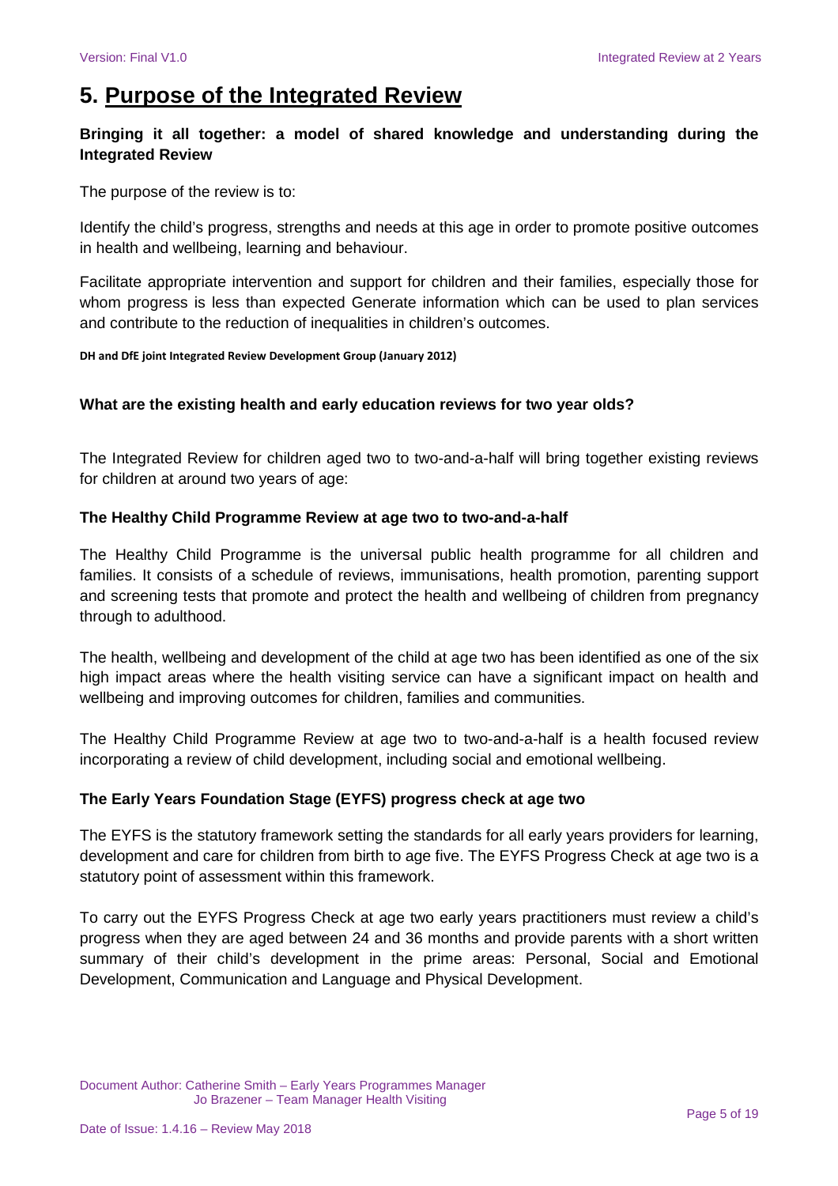# 5. Purpose of the Integrated Review

**Bringing it all together: a model of shared knowledge and understanding during the Integrated Review**

The purpose of the review is to:

Identify the child's progress, strengths and needs at this age in order to promote positive outcomes in health and wellbeing, learning and behaviour.

Facilitate appropriate intervention and support for children and their families, especially those for whom progress is less than expected Generate information which can be used to plan services and contribute to the reduction of inequalities in children's outcomes.

**DH and DfE joint Integrated Review Development Group (January 2012)**

**What are the existing health and early education reviews for two year olds?**

The Integrated Review for children aged two to two-and-a-half will bring together existing reviews for children at around two years of age:

**The Healthy Child Programme Review at age two to two-and-a-half**

The Healthy Child Programme is the universal public health programme for all children and families. It consists of a schedule of reviews, immunisations, health promotion, parenting support and screening tests that promote and protect the health and wellbeing of children from pregnancy through to adulthood.

The health, wellbeing and development of the child at age two has been identified as one of the six high impact areas where the health visiting service can have a significant impact on health and wellbeing and improving outcomes for children, families and communities.

The Healthy Child Programme Review at age two to two-and-a-half is a health focused review incorporating a review of child development, including social and emotional wellbeing.

**The Early Years Foundation Stage (EYFS) progress check at age two**

The EYFS is the statutory framework setting the standards for all early years providers for learning, development and care for children from birth to age five. The EYFS Progress Check at age two is a statutory point of assessment within this framework.

To carry out the EYFS Progress Check at age two early years practitioners must review a child's progress when they are aged between 24 and 36 months and provide parents with a short written summary of their child's development in the prime areas: Personal, Social and Emotional Development, Communication and Language and Physical Development.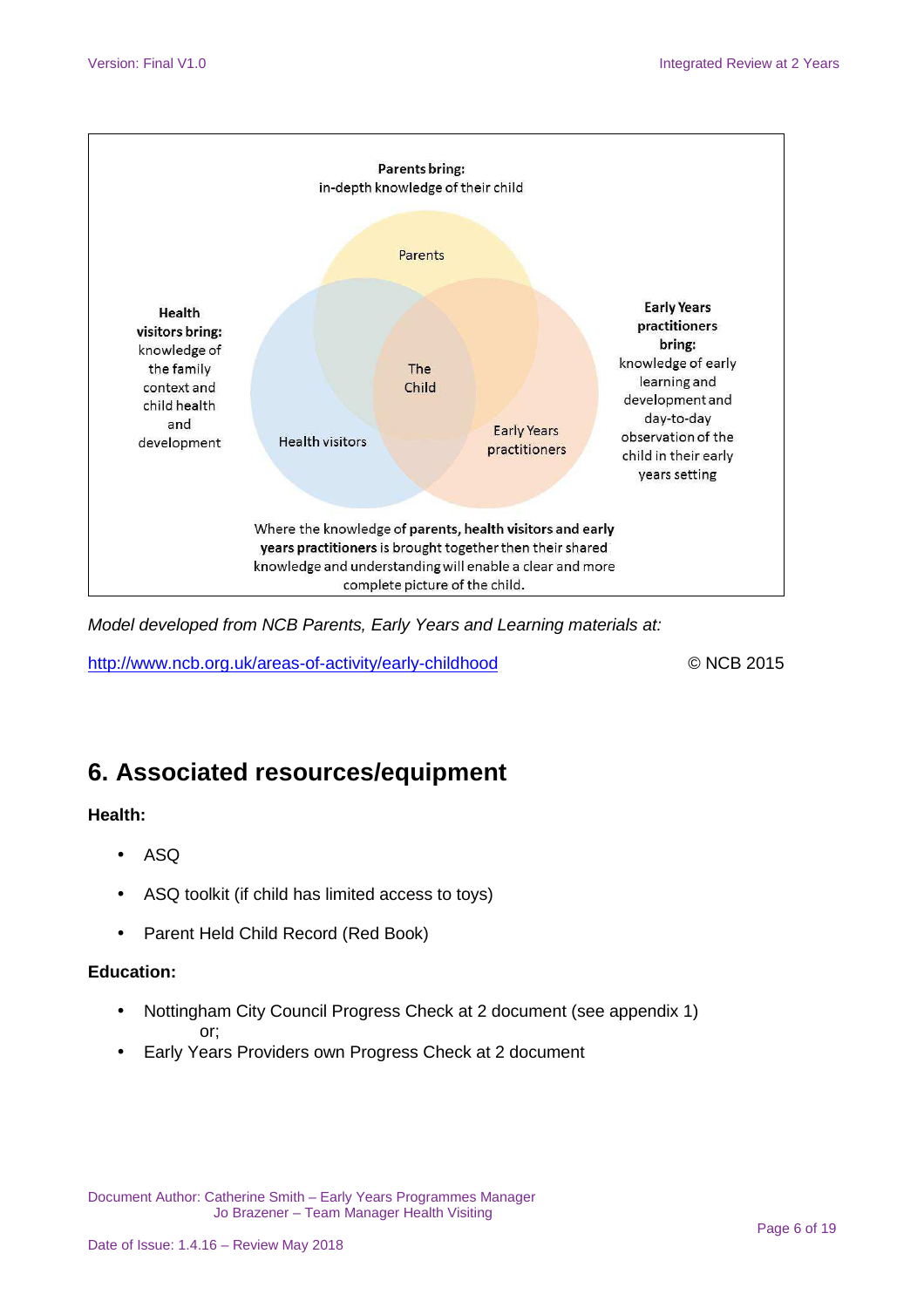**Parents bring:**
in-depth knowledge of their child

Parents

**Health visitors bring:** knowledge of the family context and child health and development

The Child

Health visitors

Early Years practitioners

**Early Years practitioners bring:** knowledge of early learning and development and day-to-day observation of the child in their early years setting

Where the knowledge of **parents, health visitors and early years practitioners** is brought together then their shared knowledge and understanding will enable a clear and more complete picture of the child.

*Model developed from NCB Parents, Early Years and Learning materials at:*

http://www.ncb.org.uk/areas-of-activity/early-childhood © NCB 2015

## 6. Associated resources/equipment

**Health:**

- ASQ
- ASQ toolkit (if child has limited access to toys)
- Parent Held Child Record (Red Book)

**Education:**

- Nottingham City Council Progress Check at 2 document (see appendix 1)
  or;
- Early Years Providers own Progress Check at 2 document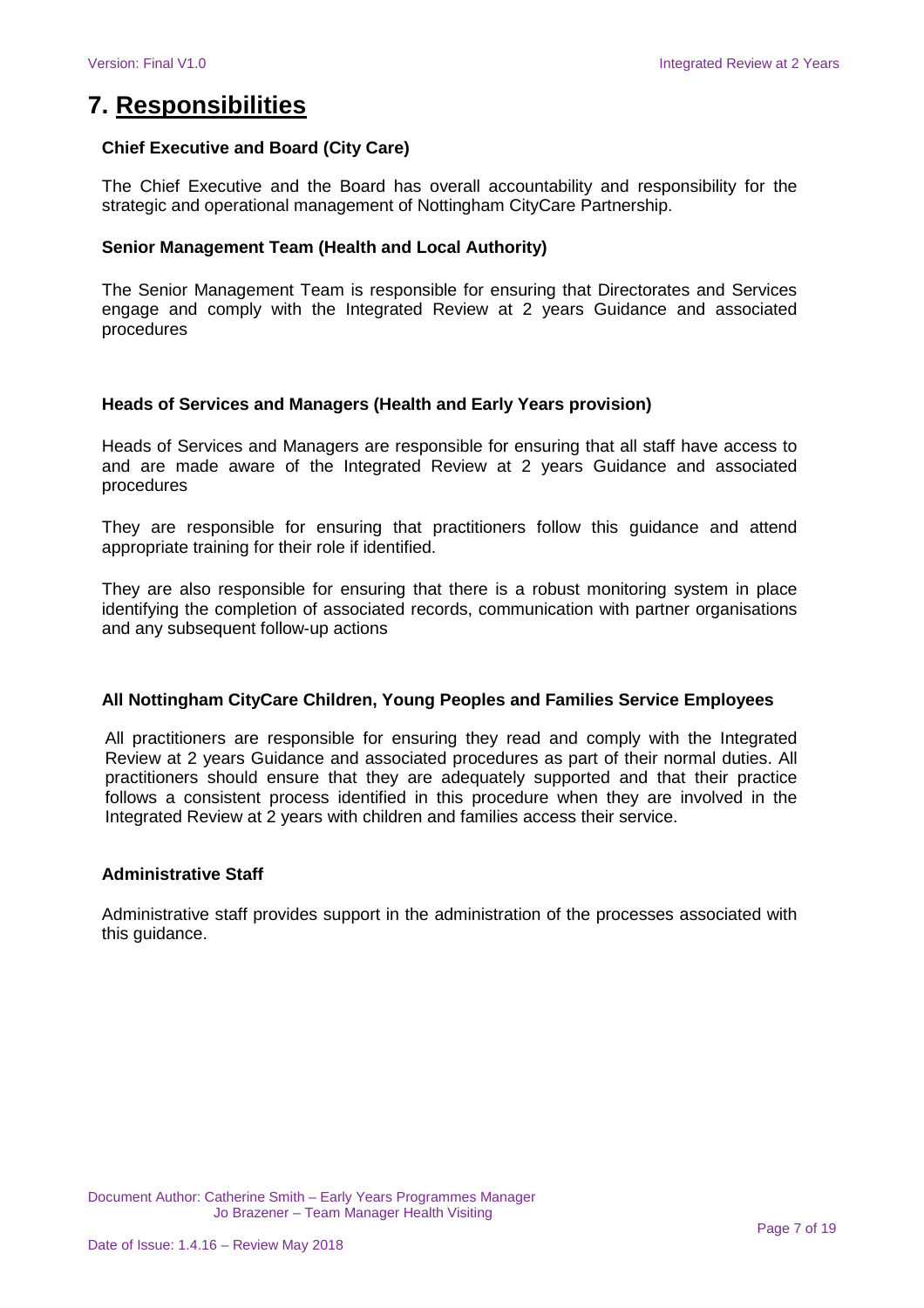# 7. Responsibilities

**Chief Executive and Board (City Care)**

The Chief Executive and the Board has overall accountability and responsibility for the strategic and operational management of Nottingham CityCare Partnership.

**Senior Management Team (Health and Local Authority)**

The Senior Management Team is responsible for ensuring that Directorates and Services engage and comply with the Integrated Review at 2 years Guidance and associated procedures

**Heads of Services and Managers (Health and Early Years provision)**

Heads of Services and Managers are responsible for ensuring that all staff have access to and are made aware of the Integrated Review at 2 years Guidance and associated procedures

They are responsible for ensuring that practitioners follow this guidance and attend appropriate training for their role if identified.

They are also responsible for ensuring that there is a robust monitoring system in place identifying the completion of associated records, communication with partner organisations and any subsequent follow-up actions

**All Nottingham CityCare Children, Young Peoples and Families Service Employees**

All practitioners are responsible for ensuring they read and comply with the Integrated Review at 2 years Guidance and associated procedures as part of their normal duties. All practitioners should ensure that they are adequately supported and that their practice follows a consistent process identified in this procedure when they are involved in the Integrated Review at 2 years with children and families access their service.

**Administrative Staff**

Administrative staff provides support in the administration of the processes associated with this guidance.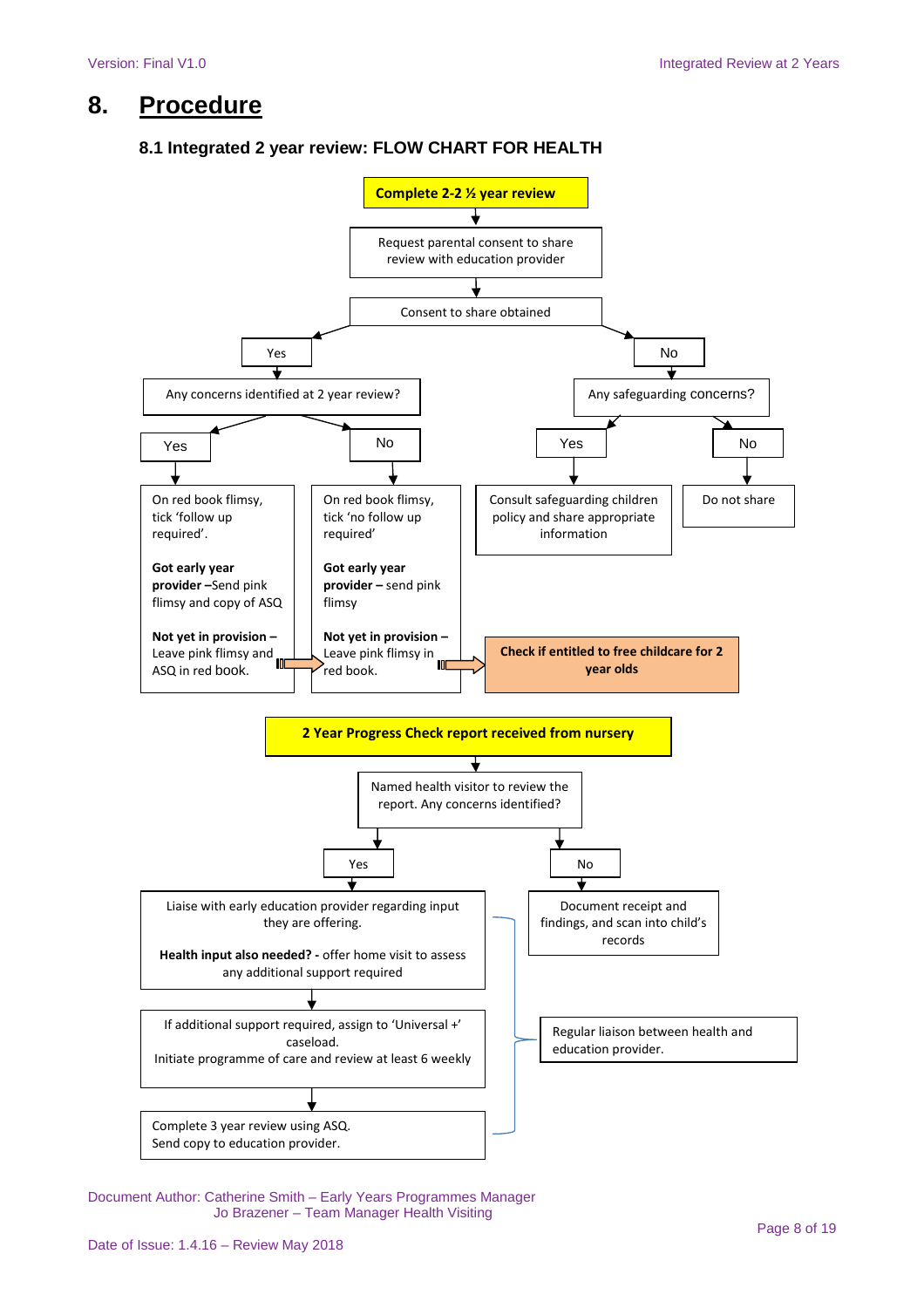# 8. Procedure

### 8.1 Integrated 2 year review: FLOW CHART FOR HEALTH

**Complete 2-2 ½ year review**

Request parental consent to share review with education provider

Consent to share obtained

Yes

Any concerns identified at 2 year review?

Yes

On red book flimsy, tick 'follow up required'.

**Got early year provider –**Send pink flimsy and copy of ASQ

**Not yet in provision –** Leave pink flimsy and ASQ in red book.

No

On red book flimsy, tick 'no follow up required'

**Got early year provider –** send pink flimsy

**Not yet in provision –** Leave pink flimsy in red book.

**Check if entitled to free childcare for 2 year olds**

No

Any safeguarding concerns?

Yes

Consult safeguarding children policy and share appropriate information

No

Do not share

**2 Year Progress Check report received from nursery**

Named health visitor to review the report. Any concerns identified?

Yes

Liaise with early education provider regarding input they are offering.

**Health input also needed? -** offer home visit to assess any additional support required

If additional support required, assign to 'Universal +' caseload.
Initiate programme of care and review at least 6 weekly

Complete 3 year review using ASQ.
Send copy to education provider.

Regular liaison between health and education provider.

No

Document receipt and findings, and scan into child's records

Document Author: Catherine Smith – Early Years Programmes Manager
Jo Brazener – Team Manager Health Visiting

Date of Issue: 1.4.16 – Review May 2018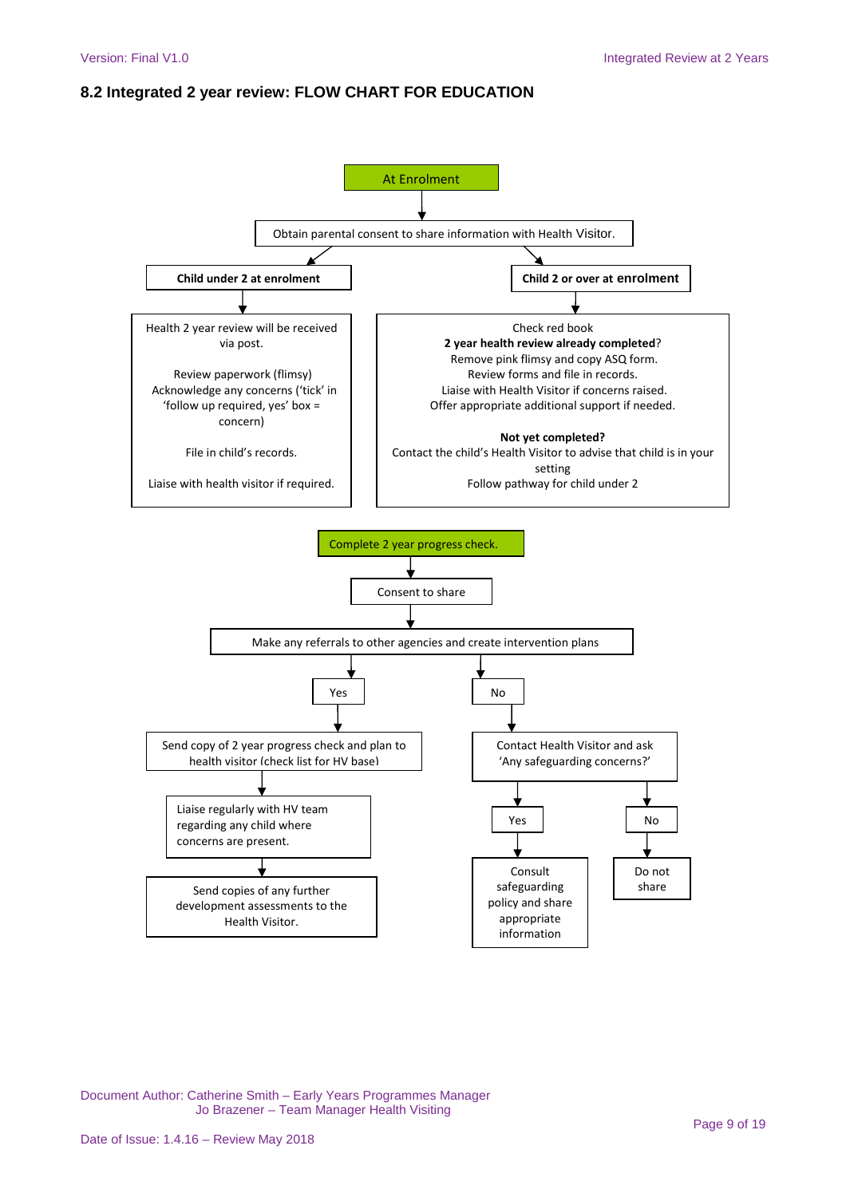### 8.2 Integrated 2 year review: FLOW CHART FOR EDUCATION

**At Enrolment**

↓

Obtain parental consent to share information with Health Visitor.

**Child under 2 at enrolment**

↓

Health 2 year review will be received via post.

Review paperwork (flimsy)
Acknowledge any concerns ('tick' in 'follow up required, yes' box = concern)

File in child's records.

Liaise with health visitor if required.

**Child 2 or over at enrolment**

↓

Check red book
**2 year health review already completed**?
Remove pink flimsy and copy ASQ form.
Review forms and file in records.
Liaise with Health Visitor if concerns raised.
Offer appropriate additional support if needed.

**Not yet completed?**
Contact the child's Health Visitor to advise that child is in your setting
Follow pathway for child under 2

---

**Complete 2 year progress check.**

↓

Consent to share

↓

Make any referrals to other agencies and create intervention plans

**Yes**

↓

Send copy of 2 year progress check and plan to health visitor (check list for HV base)

↓

Liaise regularly with HV team regarding any child where concerns are present.

↓

Send copies of any further development assessments to the Health Visitor.

**No**

↓

Contact Health Visitor and ask 'Any safeguarding concerns?'

- **Yes** → Consult safeguarding policy and share appropriate information
- **No** → Do not share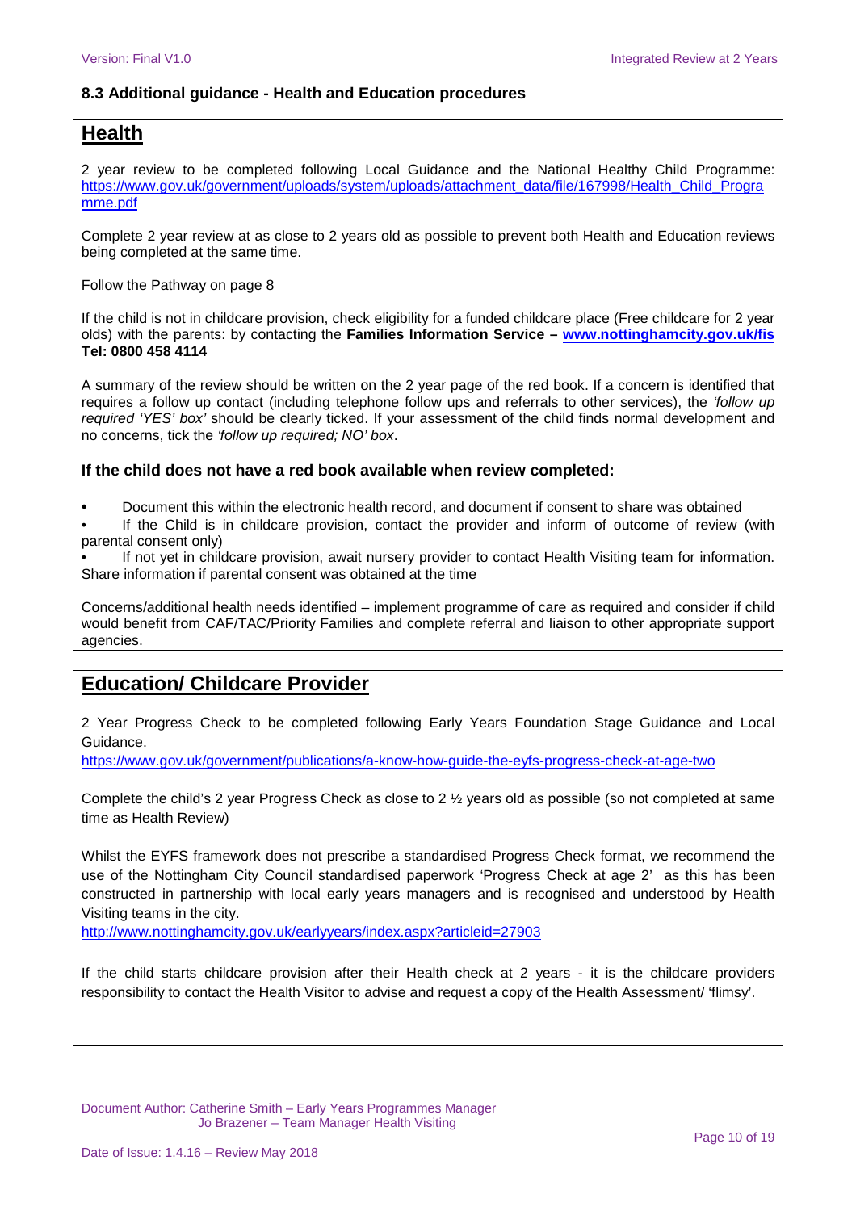### 8.3 Additional guidance - Health and Education procedures

## Health

2 year review to be completed following Local Guidance and the National Healthy Child Programme: https://www.gov.uk/government/uploads/system/uploads/attachment_data/file/167998/Health_Child_Programme.pdf

Complete 2 year review at as close to 2 years old as possible to prevent both Health and Education reviews being completed at the same time.

Follow the Pathway on page 8

If the child is not in childcare provision, check eligibility for a funded childcare place (Free childcare for 2 year olds) with the parents: by contacting the **Families Information Service – www.nottinghamcity.gov.uk/fis Tel: 0800 458 4114**

A summary of the review should be written on the 2 year page of the red book. If a concern is identified that requires a follow up contact (including telephone follow ups and referrals to other services), the *'follow up required 'YES' box'* should be clearly ticked. If your assessment of the child finds normal development and no concerns, tick the *'follow up required; NO' box*.

**If the child does not have a red book available when review completed:**

- Document this within the electronic health record, and document if consent to share was obtained
- If the Child is in childcare provision, contact the provider and inform of outcome of review (with parental consent only)
- If not yet in childcare provision, await nursery provider to contact Health Visiting team for information. Share information if parental consent was obtained at the time

Concerns/additional health needs identified – implement programme of care as required and consider if child would benefit from CAF/TAC/Priority Families and complete referral and liaison to other appropriate support agencies.

## Education/ Childcare Provider

2 Year Progress Check to be completed following Early Years Foundation Stage Guidance and Local Guidance.
https://www.gov.uk/government/publications/a-know-how-guide-the-eyfs-progress-check-at-age-two

Complete the child's 2 year Progress Check as close to 2 ½ years old as possible (so not completed at same time as Health Review)

Whilst the EYFS framework does not prescribe a standardised Progress Check format, we recommend the use of the Nottingham City Council standardised paperwork 'Progress Check at age 2' as this has been constructed in partnership with local early years managers and is recognised and understood by Health Visiting teams in the city.
http://www.nottinghamcity.gov.uk/earlyyears/index.aspx?articleid=27903

If the child starts childcare provision after their Health check at 2 years - it is the childcare providers responsibility to contact the Health Visitor to advise and request a copy of the Health Assessment/ 'flimsy'.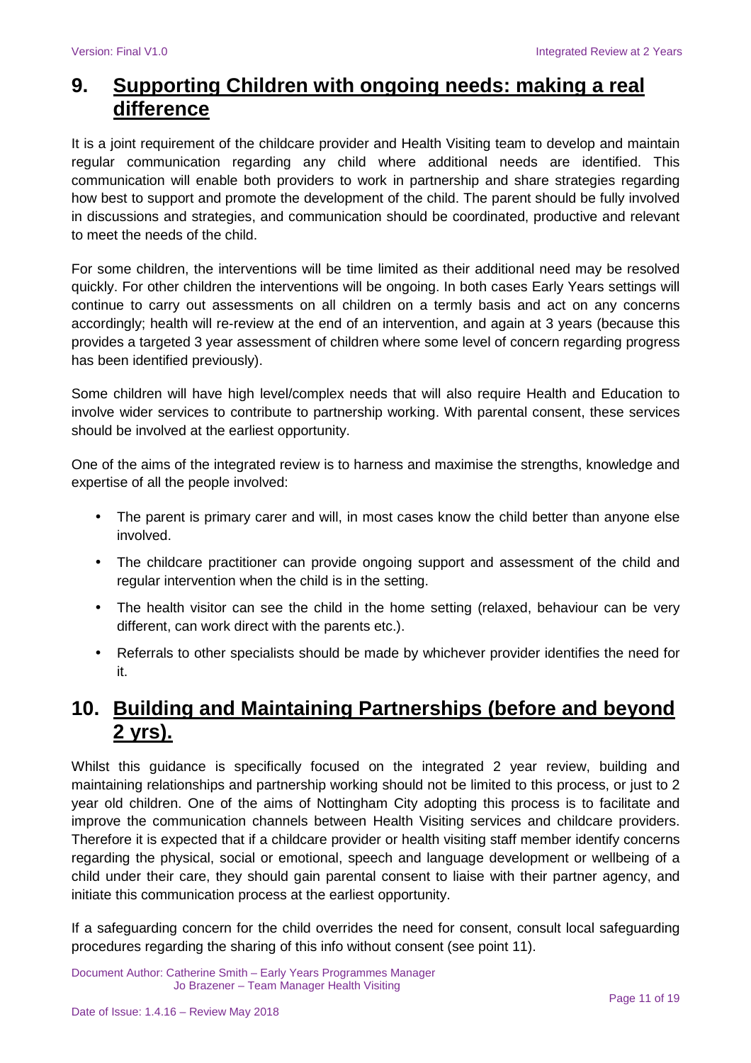## 9. Supporting Children with ongoing needs: making a real difference

It is a joint requirement of the childcare provider and Health Visiting team to develop and maintain regular communication regarding any child where additional needs are identified. This communication will enable both providers to work in partnership and share strategies regarding how best to support and promote the development of the child. The parent should be fully involved in discussions and strategies, and communication should be coordinated, productive and relevant to meet the needs of the child.

For some children, the interventions will be time limited as their additional need may be resolved quickly. For other children the interventions will be ongoing. In both cases Early Years settings will continue to carry out assessments on all children on a termly basis and act on any concerns accordingly; health will re-review at the end of an intervention, and again at 3 years (because this provides a targeted 3 year assessment of children where some level of concern regarding progress has been identified previously).

Some children will have high level/complex needs that will also require Health and Education to involve wider services to contribute to partnership working. With parental consent, these services should be involved at the earliest opportunity.

One of the aims of the integrated review is to harness and maximise the strengths, knowledge and expertise of all the people involved:

- The parent is primary carer and will, in most cases know the child better than anyone else involved.
- The childcare practitioner can provide ongoing support and assessment of the child and regular intervention when the child is in the setting.
- The health visitor can see the child in the home setting (relaxed, behaviour can be very different, can work direct with the parents etc.).
- Referrals to other specialists should be made by whichever provider identifies the need for it.

## 10. Building and Maintaining Partnerships (before and beyond 2 yrs).

Whilst this guidance is specifically focused on the integrated 2 year review, building and maintaining relationships and partnership working should not be limited to this process, or just to 2 year old children. One of the aims of Nottingham City adopting this process is to facilitate and improve the communication channels between Health Visiting services and childcare providers. Therefore it is expected that if a childcare provider or health visiting staff member identify concerns regarding the physical, social or emotional, speech and language development or wellbeing of a child under their care, they should gain parental consent to liaise with their partner agency, and initiate this communication process at the earliest opportunity.

If a safeguarding concern for the child overrides the need for consent, consult local safeguarding procedures regarding the sharing of this info without consent (see point 11).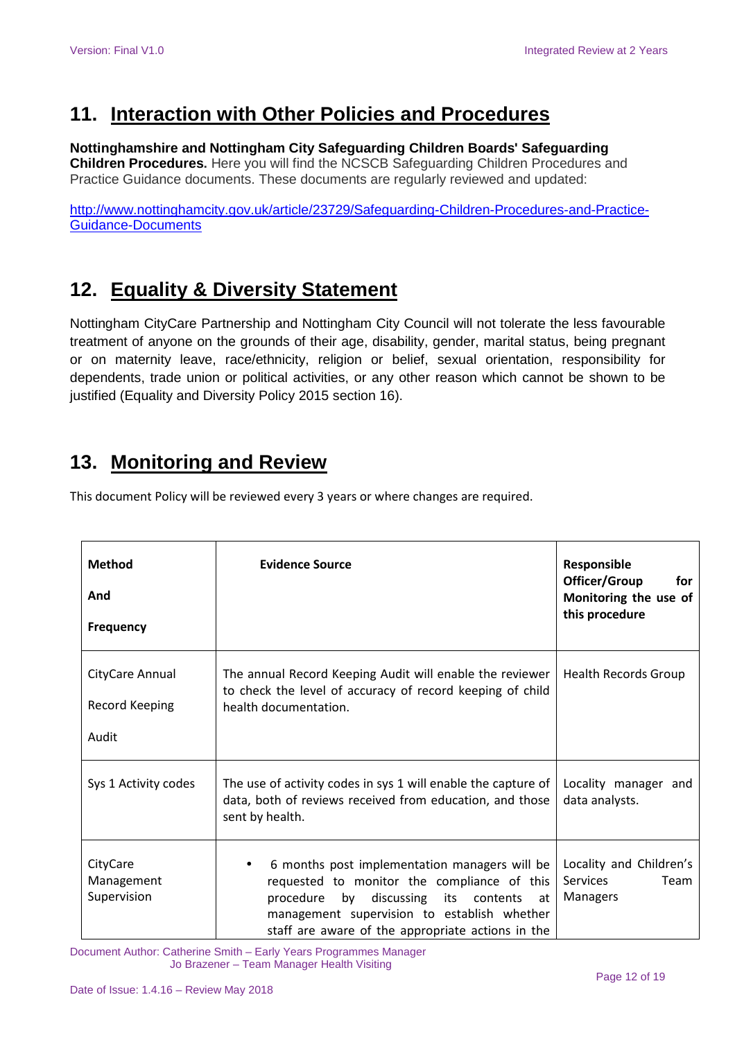## 11. Interaction with Other Policies and Procedures

**Nottinghamshire and Nottingham City Safeguarding Children Boards' Safeguarding Children Procedures.** Here you will find the NCSCB Safeguarding Children Procedures and Practice Guidance documents. These documents are regularly reviewed and updated:

[http://www.nottinghamcity.gov.uk/article/23729/Safeguarding-Children-Procedures-and-Practice-Guidance-Documents](http://www.nottinghamcity.gov.uk/article/23729/Safeguarding-Children-Procedures-and-Practice-Guidance-Documents)

## 12. Equality & Diversity Statement

Nottingham CityCare Partnership and Nottingham City Council will not tolerate the less favourable treatment of anyone on the grounds of their age, disability, gender, marital status, being pregnant or on maternity leave, race/ethnicity, religion or belief, sexual orientation, responsibility for dependents, trade union or political activities, or any other reason which cannot be shown to be justified (Equality and Diversity Policy 2015 section 16).

## 13. Monitoring and Review

This document Policy will be reviewed every 3 years or where changes are required.

| **Method And Frequency** | **Evidence Source** | **Responsible Officer/Group for Monitoring the use of this procedure** |
|---|---|---|
| CityCare Annual Record Keeping Audit | The annual Record Keeping Audit will enable the reviewer to check the level of accuracy of record keeping of child health documentation. | Health Records Group |
| Sys 1 Activity codes | The use of activity codes in sys 1 will enable the capture of data, both of reviews received from education, and those sent by health. | Locality manager and data analysts. |
| CityCare Management Supervision | • 6 months post implementation managers will be requested to monitor the compliance of this procedure by discussing its contents at management supervision to establish whether staff are aware of the appropriate actions in the | Locality and Children's Services Team Managers |

Document Author: Catherine Smith – Early Years Programmes Manager
Jo Brazener – Team Manager Health Visiting

Date of Issue: 1.4.16 – Review May 2018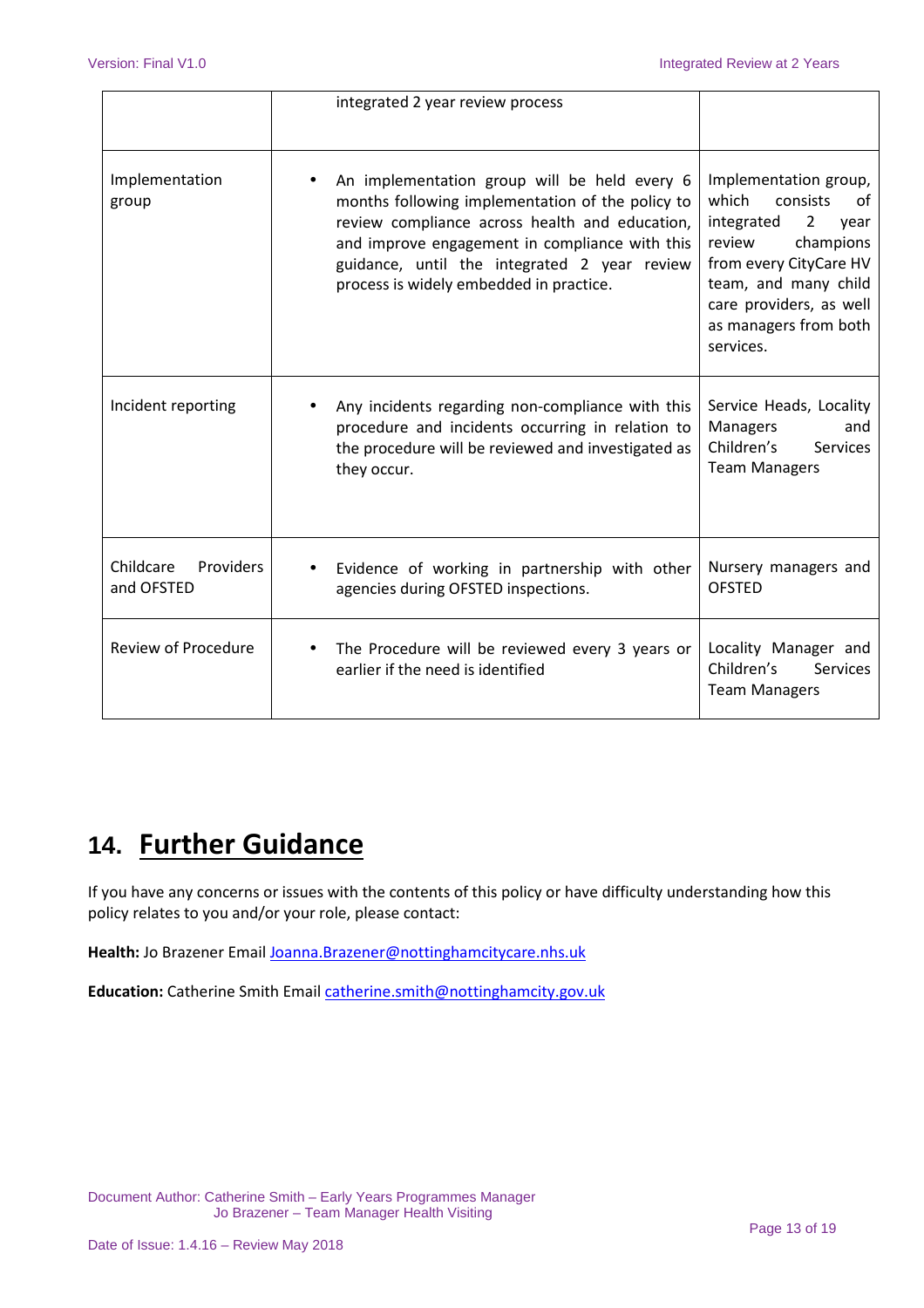| | | |
|---|---|---|
| | integrated 2 year review process | |
| Implementation group | • An implementation group will be held every 6 months following implementation of the policy to review compliance across health and education, and improve engagement in compliance with this guidance, until the integrated 2 year review process is widely embedded in practice. | Implementation group, which consists of integrated 2 year review champions from every CityCare HV team, and many child care providers, as well as managers from both services. |
| Incident reporting | • Any incidents regarding non-compliance with this procedure and incidents occurring in relation to the procedure will be reviewed and investigated as they occur. | Service Heads, Locality Managers and Children's Services Team Managers |
| Childcare Providers and OFSTED | • Evidence of working in partnership with other agencies during OFSTED inspections. | Nursery managers and OFSTED |
| Review of Procedure | • The Procedure will be reviewed every 3 years or earlier if the need is identified | Locality Manager and Children's Services Team Managers |

## 14. Further Guidance

If you have any concerns or issues with the contents of this policy or have difficulty understanding how this policy relates to you and/or your role, please contact:

**Health:** Jo Brazener Email Joanna.Brazener@nottinghamcitycare.nhs.uk

**Education:** Catherine Smith Email catherine.smith@nottinghamcity.gov.uk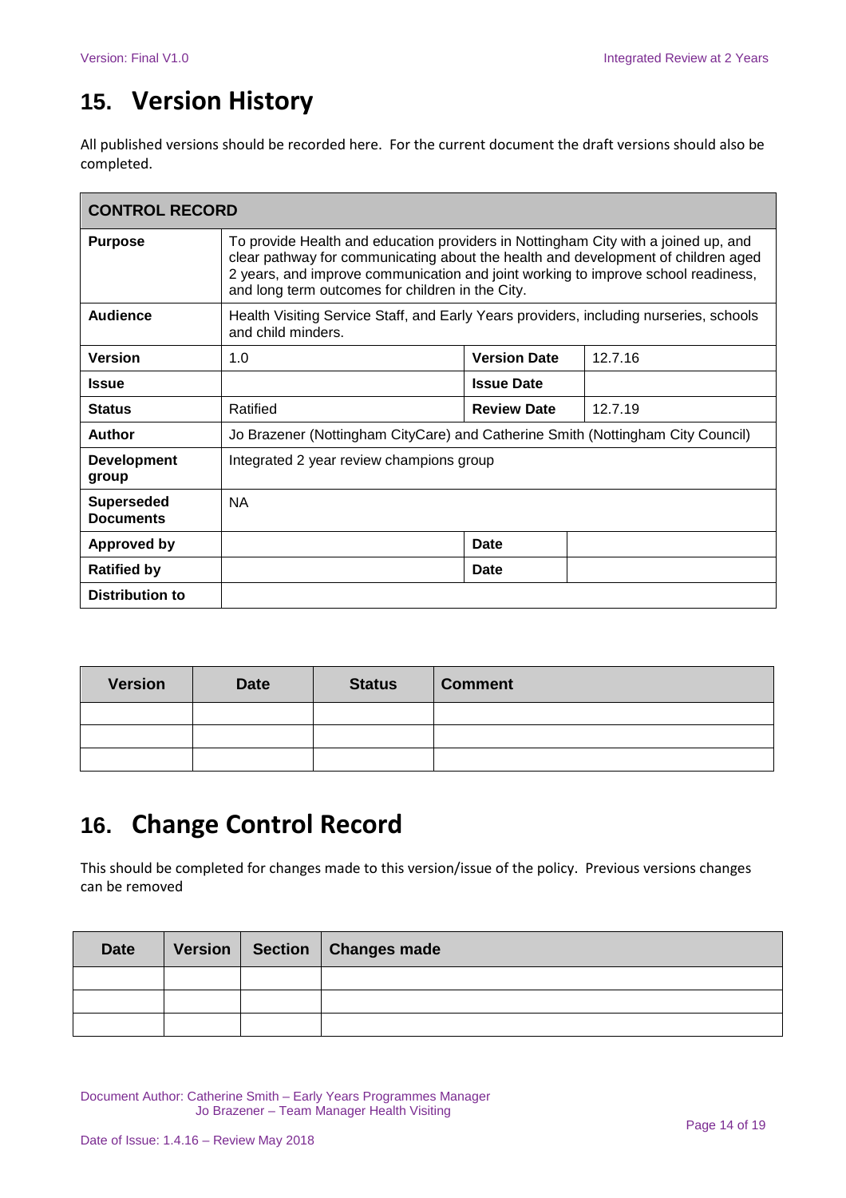## 15. Version History

All published versions should be recorded here. For the current document the draft versions should also be completed.

| **CONTROL RECORD** | | | |
|---|---|---|---|
| **Purpose** | To provide Health and education providers in Nottingham City with a joined up, and clear pathway for communicating about the health and development of children aged 2 years, and improve communication and joint working to improve school readiness, and long term outcomes for children in the City. | | |
| **Audience** | Health Visiting Service Staff, and Early Years providers, including nurseries, schools and child minders. | | |
| **Version** | 1.0 | **Version Date** | 12.7.16 |
| **Issue** | | **Issue Date** | |
| **Status** | Ratified | **Review Date** | 12.7.19 |
| **Author** | Jo Brazener (Nottingham CityCare) and Catherine Smith (Nottingham City Council) | | |
| **Development group** | Integrated 2 year review champions group | | |
| **Superseded Documents** | NA | | |
| **Approved by** | | **Date** | |
| **Ratified by** | | **Date** | |
| **Distribution to** | | | |

| Version | Date | Status | Comment |
|---|---|---|---|
| | | | |
| | | | |
| | | | |

## 16. Change Control Record

This should be completed for changes made to this version/issue of the policy. Previous versions changes can be removed

| Date | Version | Section | Changes made |
|---|---|---|---|
| | | | |
| | | | |
| | | | |

Document Author: Catherine Smith – Early Years Programmes Manager
Jo Brazener – Team Manager Health Visiting

Date of Issue: 1.4.16 – Review May 2018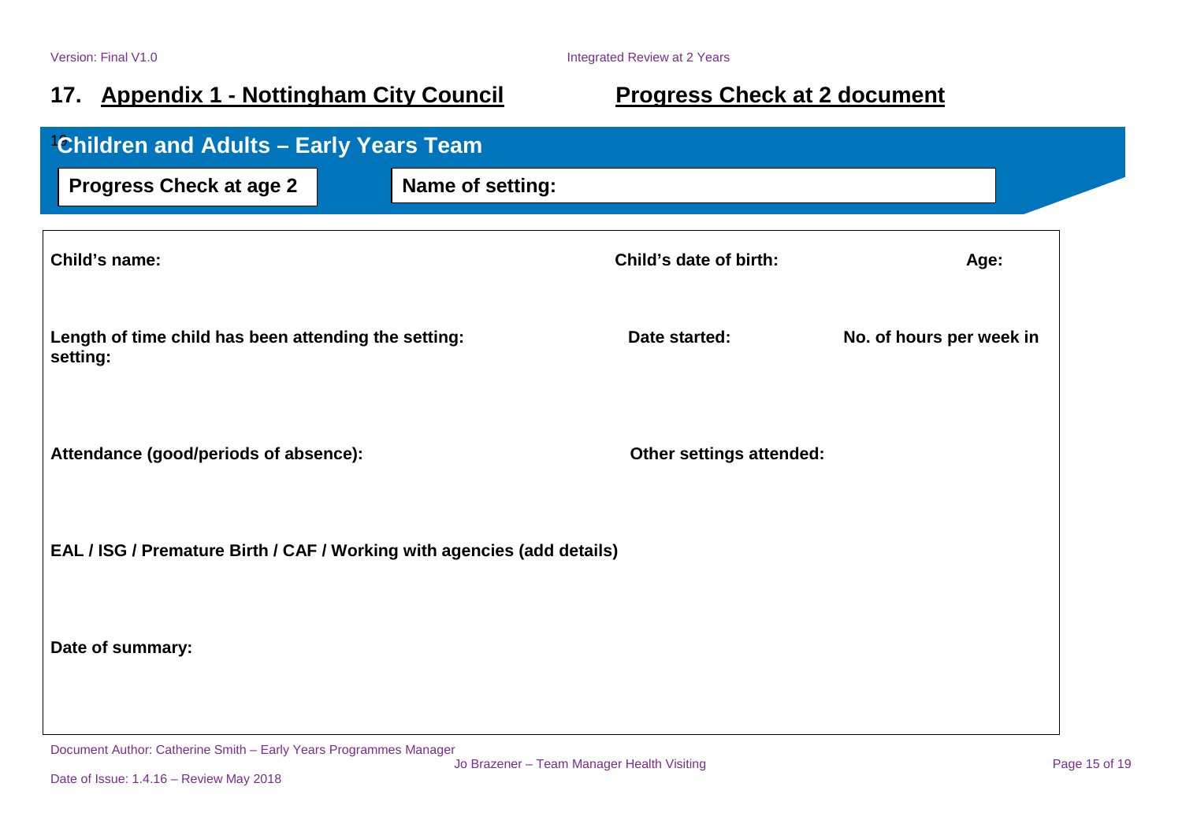## 17. Appendix 1 - Nottingham City Council Progress Check at 2 document

### Children and Adults – Early Years Team

**Progress Check at age 2**

**Name of setting:**

**Child's name:**

**Child's date of birth:**

**Age:**

**Length of time child has been attending the setting:**

**Date started:**

**No. of hours per week in setting:**

**Attendance (good/periods of absence):**

**Other settings attended:**

**EAL / ISG / Premature Birth / CAF / Working with agencies (add details)**

**Date of summary:**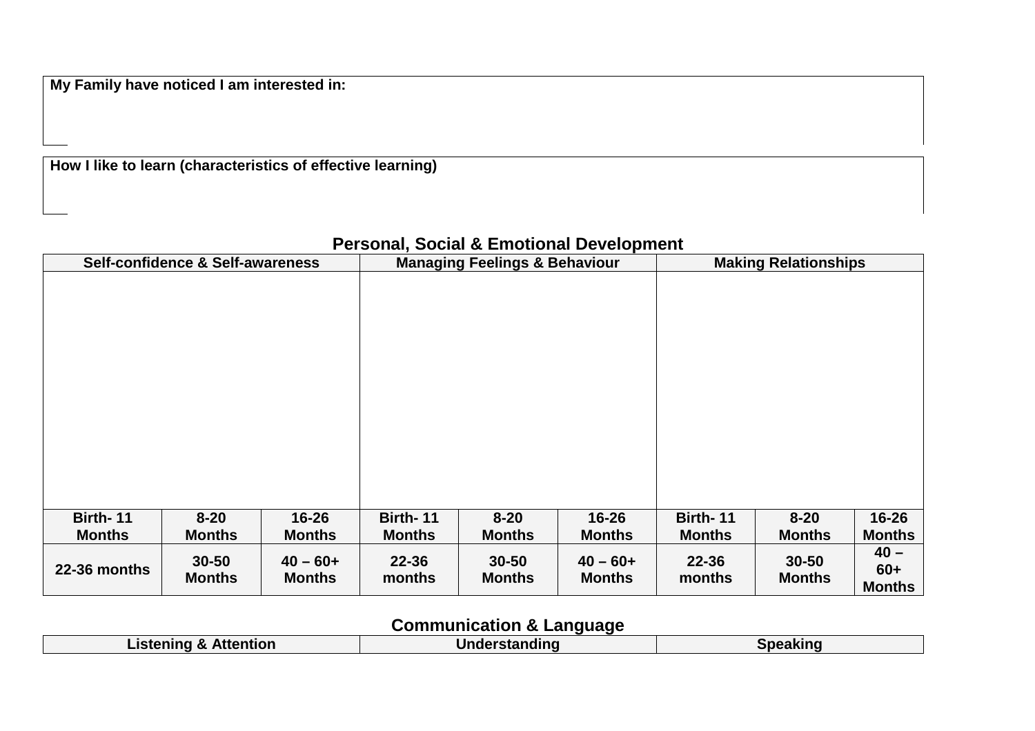| My Family have noticed I am interested in: |
|---|
| |

| How I like to learn (characteristics of effective learning) |
|---|
| |

## Personal, Social & Emotional Development

| Self-confidence & Self-awareness | | | Managing Feelings & Behaviour | | | Making Relationships | | |
|---|---|---|---|---|---|---|---|---|
| | | | | | | | | |
| **Birth- 11 Months** | **8-20 Months** | **16-26 Months** | **Birth- 11 Months** | **8-20 Months** | **16-26 Months** | **Birth- 11 Months** | **8-20 Months** | **16-26 Months** |
| **22-36 months** | **30-50 Months** | **40 – 60+ Months** | **22-36 months** | **30-50 Months** | **40 – 60+ Months** | **22-36 months** | **30-50 Months** | **40 – 60+ Months** |

## Communication & Language

| Listening & Attention | Understanding | Speaking |
|---|---|---|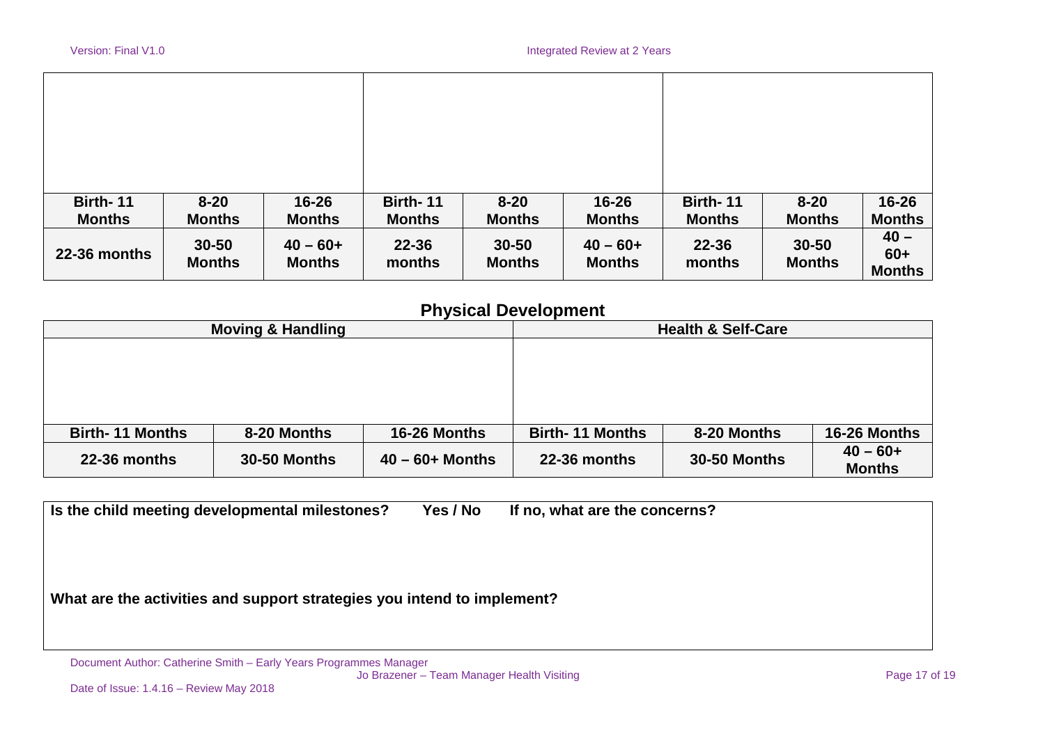| | | | | | | | | |
|---|---|---|---|---|---|---|---|---|
| | | | | | | | | |
| **Birth- 11 Months** | **8-20 Months** | **16-26 Months** | **Birth- 11 Months** | **8-20 Months** | **16-26 Months** | **Birth- 11 Months** | **8-20 Months** | **16-26 Months** |
| **22-36 months** | **30-50 Months** | **40 – 60+ Months** | **22-36 months** | **30-50 Months** | **40 – 60+ Months** | **22-36 months** | **30-50 Months** | **40 – 60+ Months** |

## Physical Development

| **Moving & Handling** | | | **Health & Self-Care** | | |
|---|---|---|---|---|---|
| | | | | | |
| **Birth- 11 Months** | **8-20 Months** | **16-26 Months** | **Birth- 11 Months** | **8-20 Months** | **16-26 Months** |
| **22-36 months** | **30-50 Months** | **40 – 60+ Months** | **22-36 months** | **30-50 Months** | **40 – 60+ Months** |

**Is the child meeting developmental milestones? Yes / No If no, what are the concerns?**

**What are the activities and support strategies you intend to implement?**

Document Author: Catherine Smith – Early Years Programmes Manager
Jo Brazener – Team Manager Health Visiting

Date of Issue: 1.4.16 – Review May 2018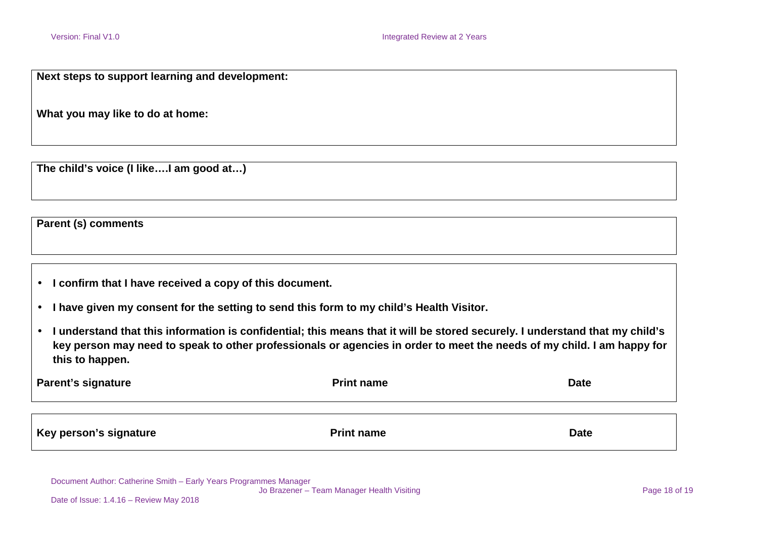**Next steps to support learning and development:**

**What you may like to do at home:**

**The child's voice (I like….I am good at…)**

**Parent (s) comments**

- **I confirm that I have received a copy of this document.**
- **I have given my consent for the setting to send this form to my child's Health Visitor.**
- **I understand that this information is confidential; this means that it will be stored securely. I understand that my child's key person may need to speak to other professionals or agencies in order to meet the needs of my child. I am happy for this to happen.**

| **Parent's signature** | **Print name** | **Date** |
|---|---|---|

| **Key person's signature** | **Print name** | **Date** |
|---|---|---|

Document Author: Catherine Smith – Early Years Programmes Manager
Jo Brazener – Team Manager Health Visiting
Date of Issue: 1.4.16 – Review May 2018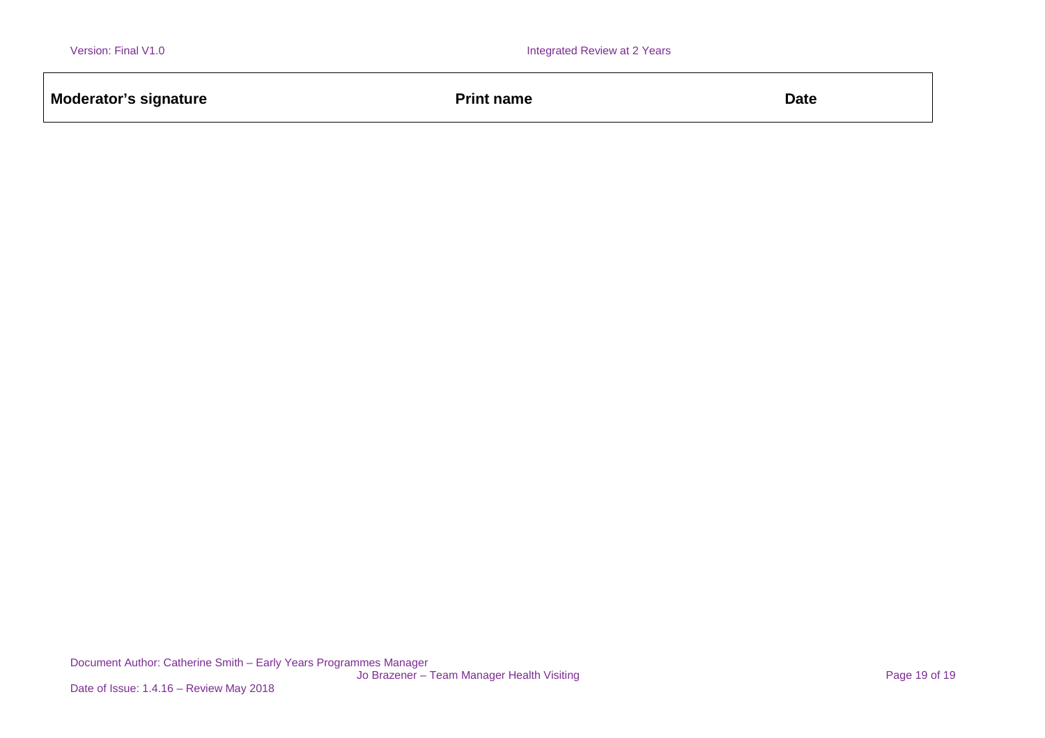| Moderator’s signature | Print name | Date |
|---|---|---|